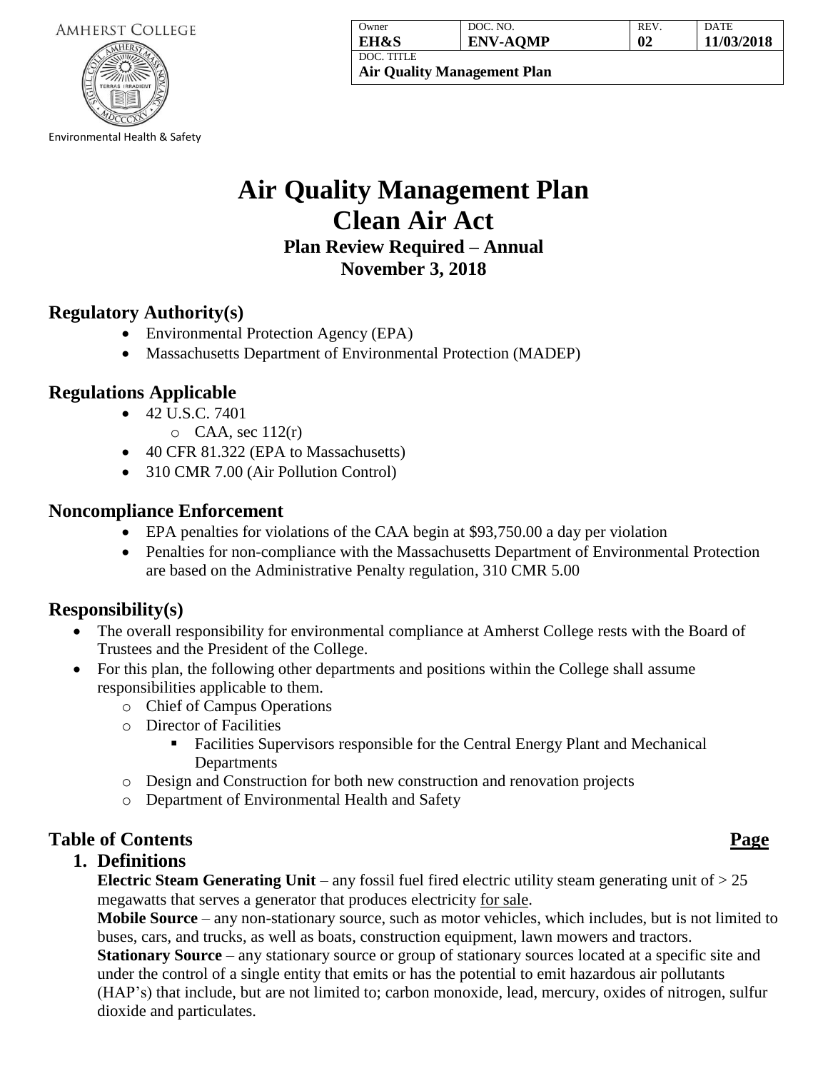AMHERST COLLEGE

Environmental Health & Safety

| Owner | DOC. NO. | REV. | DATE |
|---|---|---|---|
| **EH&S** | **ENV-AQMP** | **02** | **11/03/2018** |
| DOC. TITLE | | | |
| **Air Quality Management Plan** | | | |

# Air Quality Management Plan
# Clean Air Act

### Plan Review Required – Annual
### November 3, 2018

## Regulatory Authority(s)

- Environmental Protection Agency (EPA)
- Massachusetts Department of Environmental Protection (MADEP)

## Regulations Applicable

- 42 U.S.C. 7401
  - CAA, sec 112(r)
- 40 CFR 81.322 (EPA to Massachusetts)
- 310 CMR 7.00 (Air Pollution Control)

## Noncompliance Enforcement

- EPA penalties for violations of the CAA begin at $93,750.00 a day per violation
- Penalties for non-compliance with the Massachusetts Department of Environmental Protection are based on the Administrative Penalty regulation, 310 CMR 5.00

## Responsibility(s)

- The overall responsibility for environmental compliance at Amherst College rests with the Board of Trustees and the President of the College.
- For this plan, the following other departments and positions within the College shall assume responsibilities applicable to them.
  - Chief of Campus Operations
  - Director of Facilities
    - Facilities Supervisors responsible for the Central Energy Plant and Mechanical Departments
  - Design and Construction for both new construction and renovation projects
  - Department of Environmental Health and Safety

## Table of Contents **Page**

### 1. Definitions

**Electric Steam Generating Unit** – any fossil fuel fired electric utility steam generating unit of > 25 megawatts that serves a generator that produces electricity for sale.

**Mobile Source** – any non-stationary source, such as motor vehicles, which includes, but is not limited to buses, cars, and trucks, as well as boats, construction equipment, lawn mowers and tractors.

**Stationary Source** – any stationary source or group of stationary sources located at a specific site and under the control of a single entity that emits or has the potential to emit hazardous air pollutants (HAP's) that include, but are not limited to; carbon monoxide, lead, mercury, oxides of nitrogen, sulfur dioxide and particulates.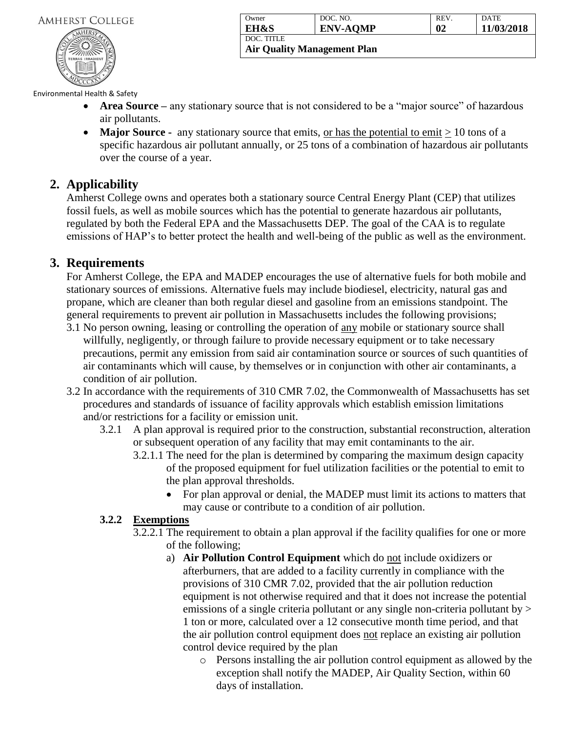- **Area Source –** any stationary source that is not considered to be a "major source" of hazardous air pollutants.
- **Major Source -** any stationary source that emits, or has the potential to emit ≥ 10 tons of a specific hazardous air pollutant annually, or 25 tons of a combination of hazardous air pollutants over the course of a year.

## 2. Applicability

Amherst College owns and operates both a stationary source Central Energy Plant (CEP) that utilizes fossil fuels, as well as mobile sources which has the potential to generate hazardous air pollutants, regulated by both the Federal EPA and the Massachusetts DEP. The goal of the CAA is to regulate emissions of HAP's to better protect the health and well-being of the public as well as the environment.

## 3. Requirements

For Amherst College, the EPA and MADEP encourages the use of alternative fuels for both mobile and stationary sources of emissions. Alternative fuels may include biodiesel, electricity, natural gas and propane, which are cleaner than both regular diesel and gasoline from an emissions standpoint. The general requirements to prevent air pollution in Massachusetts includes the following provisions;

3.1 No person owning, leasing or controlling the operation of any mobile or stationary source shall willfully, negligently, or through failure to provide necessary equipment or to take necessary precautions, permit any emission from said air contamination source or sources of such quantities of air contaminants which will cause, by themselves or in conjunction with other air contaminants, a condition of air pollution.

3.2 In accordance with the requirements of 310 CMR 7.02, the Commonwealth of Massachusetts has set procedures and standards of issuance of facility approvals which establish emission limitations and/or restrictions for a facility or emission unit.

3.2.1 A plan approval is required prior to the construction, substantial reconstruction, alteration or subsequent operation of any facility that may emit contaminants to the air.

3.2.1.1 The need for the plan is determined by comparing the maximum design capacity of the proposed equipment for fuel utilization facilities or the potential to emit to the plan approval thresholds.

- For plan approval or denial, the MADEP must limit its actions to matters that may cause or contribute to a condition of air pollution.

**3.2.2 Exemptions**

3.2.2.1 The requirement to obtain a plan approval if the facility qualifies for one or more of the following;

a) **Air Pollution Control Equipment** which do not include oxidizers or afterburners, that are added to a facility currently in compliance with the provisions of 310 CMR 7.02, provided that the air pollution reduction equipment is not otherwise required and that it does not increase the potential emissions of a single criteria pollutant or any single non-criteria pollutant by > 1 ton or more, calculated over a 12 consecutive month time period, and that the air pollution control equipment does not replace an existing air pollution control device required by the plan

   - Persons installing the air pollution control equipment as allowed by the exception shall notify the MADEP, Air Quality Section, within 60 days of installation.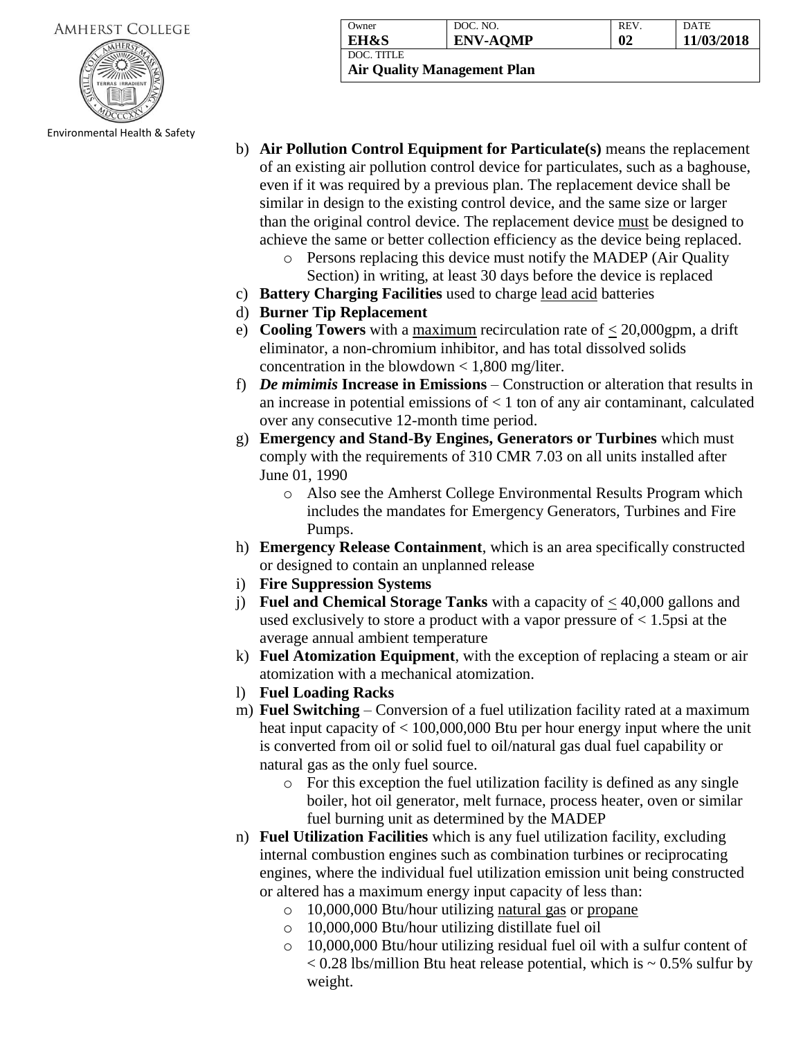b) **Air Pollution Control Equipment for Particulate(s)** means the replacement of an existing air pollution control device for particulates, such as a baghouse, even if it was required by a previous plan. The replacement device shall be similar in design to the existing control device, and the same size or larger than the original control device. The replacement device must be designed to achieve the same or better collection efficiency as the device being replaced.
   - Persons replacing this device must notify the MADEP (Air Quality Section) in writing, at least 30 days before the device is replaced

c) **Battery Charging Facilities** used to charge lead acid batteries

d) **Burner Tip Replacement**

e) **Cooling Towers** with a maximum recirculation rate of ≤ 20,000gpm, a drift eliminator, a non-chromium inhibitor, and has total dissolved solids concentration in the blowdown < 1,800 mg/liter.

f) ***De mimimis* Increase in Emissions** – Construction or alteration that results in an increase in potential emissions of < 1 ton of any air contaminant, calculated over any consecutive 12-month time period.

g) **Emergency and Stand-By Engines, Generators or Turbines** which must comply with the requirements of 310 CMR 7.03 on all units installed after June 01, 1990
   - Also see the Amherst College Environmental Results Program which includes the mandates for Emergency Generators, Turbines and Fire Pumps.

h) **Emergency Release Containment**, which is an area specifically constructed or designed to contain an unplanned release

i) **Fire Suppression Systems**

j) **Fuel and Chemical Storage Tanks** with a capacity of ≤ 40,000 gallons and used exclusively to store a product with a vapor pressure of < 1.5psi at the average annual ambient temperature

k) **Fuel Atomization Equipment**, with the exception of replacing a steam or air atomization with a mechanical atomization.

l) **Fuel Loading Racks**

m) **Fuel Switching** – Conversion of a fuel utilization facility rated at a maximum heat input capacity of < 100,000,000 Btu per hour energy input where the unit is converted from oil or solid fuel to oil/natural gas dual fuel capability or natural gas as the only fuel source.
   - For this exception the fuel utilization facility is defined as any single boiler, hot oil generator, melt furnace, process heater, oven or similar fuel burning unit as determined by the MADEP

n) **Fuel Utilization Facilities** which is any fuel utilization facility, excluding internal combustion engines such as combination turbines or reciprocating engines, where the individual fuel utilization emission unit being constructed or altered has a maximum energy input capacity of less than:
   - 10,000,000 Btu/hour utilizing natural gas or propane
   - 10,000,000 Btu/hour utilizing distillate fuel oil
   - 10,000,000 Btu/hour utilizing residual fuel oil with a sulfur content of < 0.28 lbs/million Btu heat release potential, which is ~ 0.5% sulfur by weight.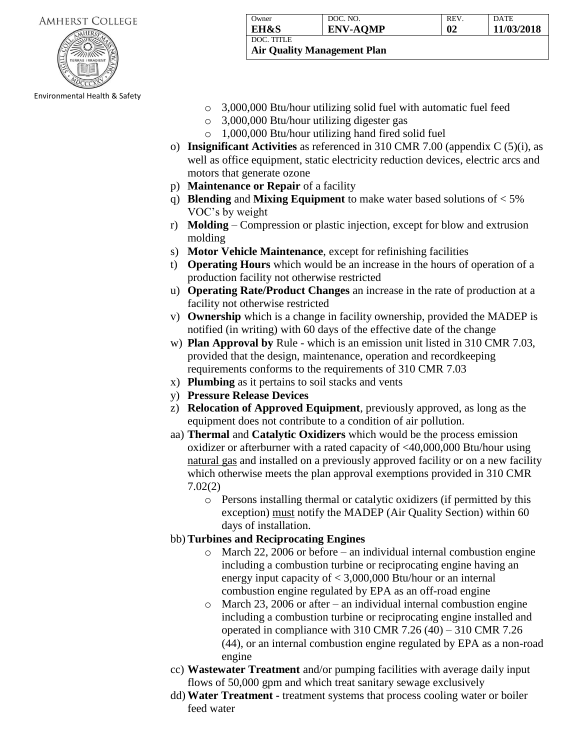- 3,000,000 Btu/hour utilizing solid fuel with automatic fuel feed
- 3,000,000 Btu/hour utilizing digester gas
- 1,000,000 Btu/hour utilizing hand fired solid fuel

o) **Insignificant Activities** as referenced in 310 CMR 7.00 (appendix C (5)(i), as well as office equipment, static electricity reduction devices, electric arcs and motors that generate ozone

p) **Maintenance or Repair** of a facility

q) **Blending** and **Mixing Equipment** to make water based solutions of < 5% VOC's by weight

r) **Molding** – Compression or plastic injection, except for blow and extrusion molding

s) **Motor Vehicle Maintenance**, except for refinishing facilities

t) **Operating Hours** which would be an increase in the hours of operation of a production facility not otherwise restricted

u) **Operating Rate/Product Changes** an increase in the rate of production at a facility not otherwise restricted

v) **Ownership** which is a change in facility ownership, provided the MADEP is notified (in writing) with 60 days of the effective date of the change

w) **Plan Approval by** Rule - which is an emission unit listed in 310 CMR 7.03, provided that the design, maintenance, operation and recordkeeping requirements conforms to the requirements of 310 CMR 7.03

x) **Plumbing** as it pertains to soil stacks and vents

y) **Pressure Release Devices**

z) **Relocation of Approved Equipment**, previously approved, as long as the equipment does not contribute to a condition of air pollution.

aa) **Thermal** and **Catalytic Oxidizers** which would be the process emission oxidizer or afterburner with a rated capacity of <40,000,000 Btu/hour using natural gas and installed on a previously approved facility or on a new facility which otherwise meets the plan approval exemptions provided in 310 CMR 7.02(2)

- Persons installing thermal or catalytic oxidizers (if permitted by this exception) must notify the MADEP (Air Quality Section) within 60 days of installation.

bb) **Turbines and Reciprocating Engines**

- March 22, 2006 or before – an individual internal combustion engine including a combustion turbine or reciprocating engine having an energy input capacity of < 3,000,000 Btu/hour or an internal combustion engine regulated by EPA as an off-road engine
- March 23, 2006 or after – an individual internal combustion engine including a combustion turbine or reciprocating engine installed and operated in compliance with 310 CMR 7.26 (40) – 310 CMR 7.26 (44), or an internal combustion engine regulated by EPA as a non-road engine

cc) **Wastewater Treatment** and/or pumping facilities with average daily input flows of 50,000 gpm and which treat sanitary sewage exclusively

dd) **Water Treatment -** treatment systems that process cooling water or boiler feed water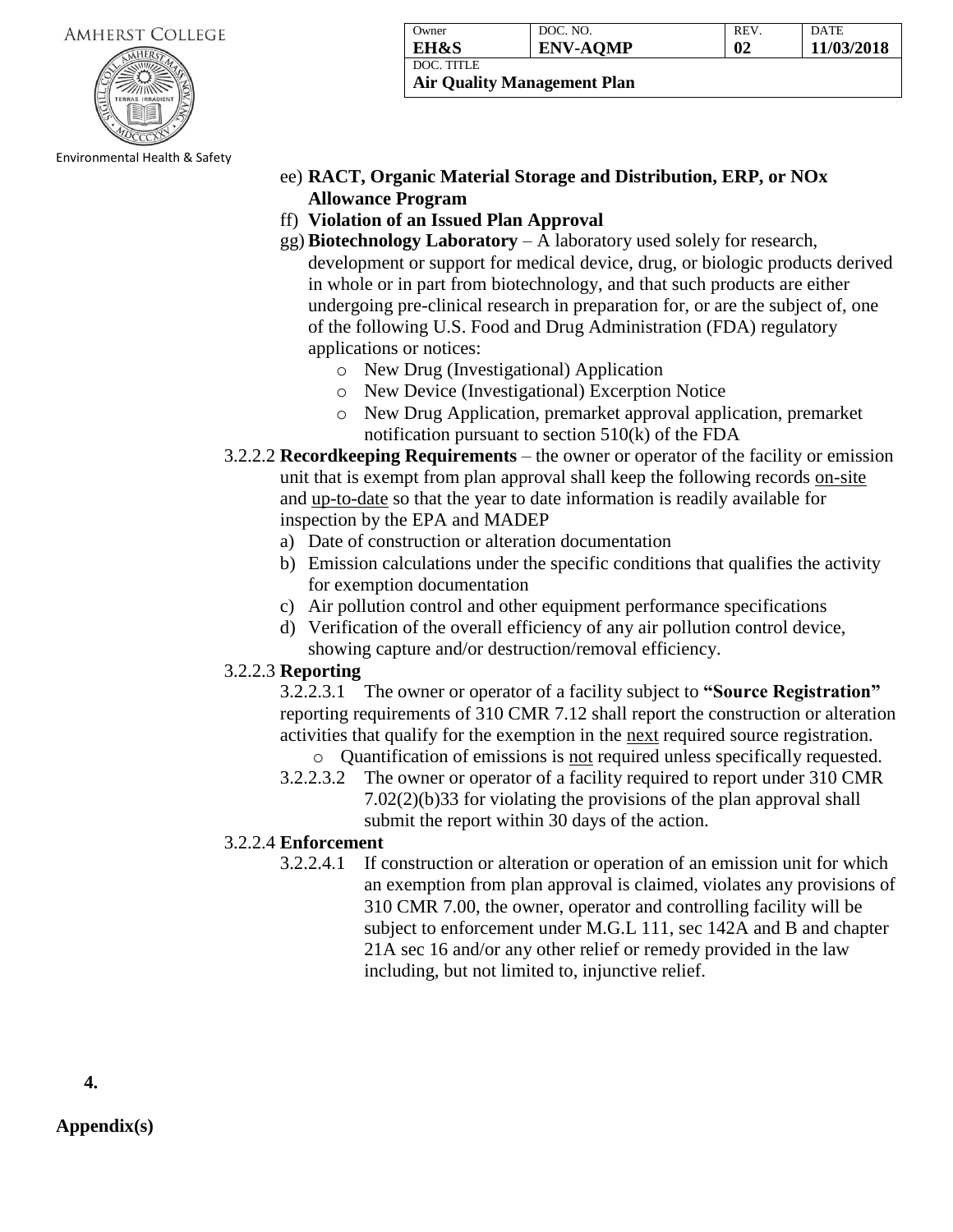ee) **RACT, Organic Material Storage and Distribution, ERP, or NOx Allowance Program**

ff) **Violation of an Issued Plan Approval**

gg) **Biotechnology Laboratory** – A laboratory used solely for research, development or support for medical device, drug, or biologic products derived in whole or in part from biotechnology, and that such products are either undergoing pre-clinical research in preparation for, or are the subject of, one of the following U.S. Food and Drug Administration (FDA) regulatory applications or notices:

- New Drug (Investigational) Application
- New Device (Investigational) Excerption Notice
- New Drug Application, premarket approval application, premarket notification pursuant to section 510(k) of the FDA

3.2.2.2 **Recordkeeping Requirements** – the owner or operator of the facility or emission unit that is exempt from plan approval shall keep the following records on-site and up-to-date so that the year to date information is readily available for inspection by the EPA and MADEP

a) Date of construction or alteration documentation
b) Emission calculations under the specific conditions that qualifies the activity for exemption documentation
c) Air pollution control and other equipment performance specifications
d) Verification of the overall efficiency of any air pollution control device, showing capture and/or destruction/removal efficiency.

3.2.2.3 **Reporting**

3.2.2.3.1 The owner or operator of a facility subject to **"Source Registration"** reporting requirements of 310 CMR 7.12 shall report the construction or alteration activities that qualify for the exemption in the next required source registration.

- Quantification of emissions is not required unless specifically requested.

3.2.2.3.2 The owner or operator of a facility required to report under 310 CMR 7.02(2)(b)33 for violating the provisions of the plan approval shall submit the report within 30 days of the action.

3.2.2.4 **Enforcement**

3.2.2.4.1 If construction or alteration or operation of an emission unit for which an exemption from plan approval is claimed, violates any provisions of 310 CMR 7.00, the owner, operator and controlling facility will be subject to enforcement under M.G.L 111, sec 142A and B and chapter 21A sec 16 and/or any other relief or remedy provided in the law including, but not limited to, injunctive relief.

**4.**

**Appendix(s)**